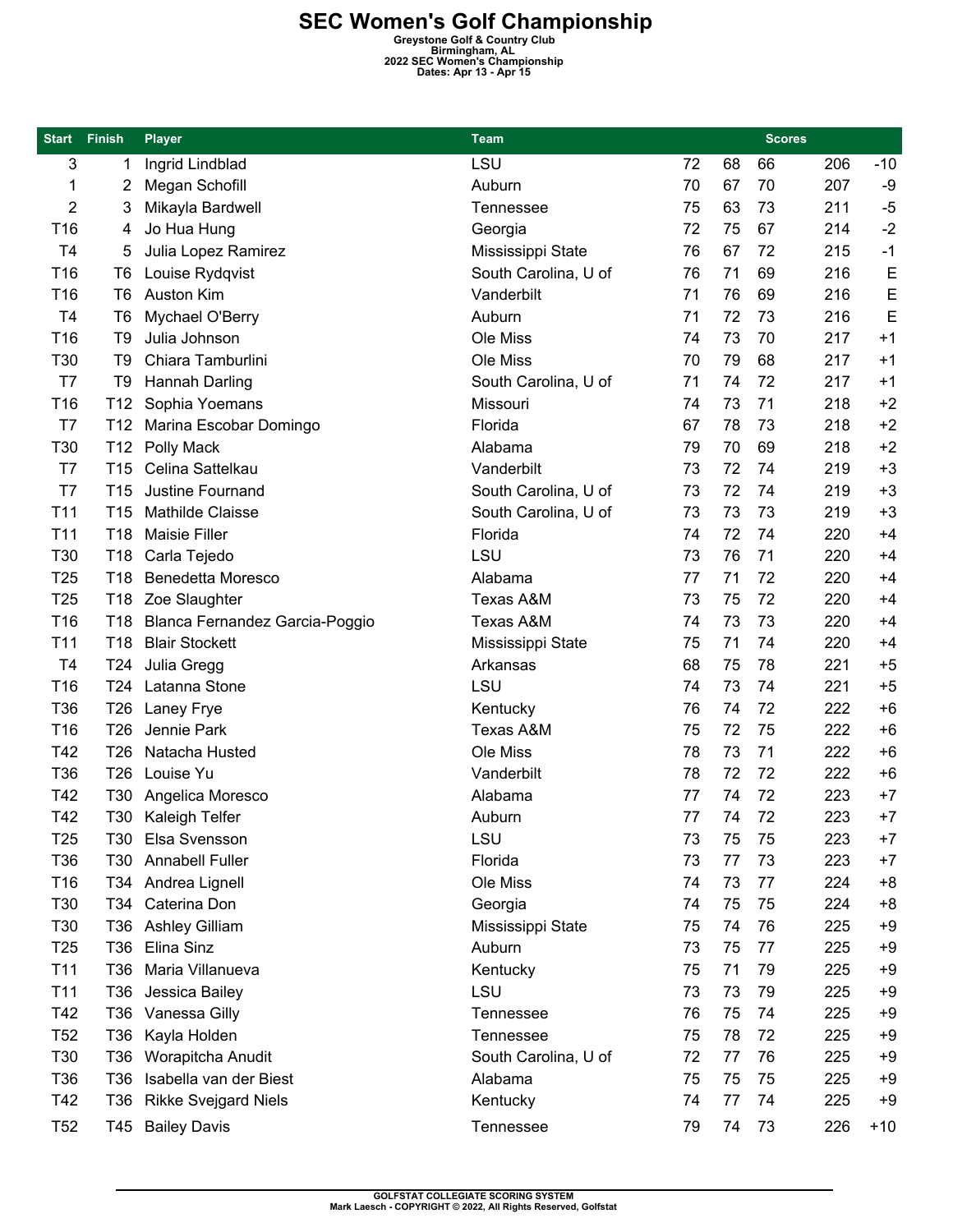# SEC Women's Golf Championship

**Greystone Golf & Country Club**
**Birmingham, AL**
**2022 SEC Women's Championship**
**Dates: Apr 13 - Apr 15**

| Start | Finish | Player | Team | Scores | | | | |
|---|---|---|---|---|---|---|---|---|
| 3 | 1 | Ingrid Lindblad | LSU | 72 | 68 | 66 | 206 | -10 |
| 1 | 2 | Megan Schofill | Auburn | 70 | 67 | 70 | 207 | -9 |
| 2 | 3 | Mikayla Bardwell | Tennessee | 75 | 63 | 73 | 211 | -5 |
| T16 | 4 | Jo Hua Hung | Georgia | 72 | 75 | 67 | 214 | -2 |
| T4 | 5 | Julia Lopez Ramirez | Mississippi State | 76 | 67 | 72 | 215 | -1 |
| T16 | T6 | Louise Rydqvist | South Carolina, U of | 76 | 71 | 69 | 216 | E |
| T16 | T6 | Auston Kim | Vanderbilt | 71 | 76 | 69 | 216 | E |
| T4 | T6 | Mychael O'Berry | Auburn | 71 | 72 | 73 | 216 | E |
| T16 | T9 | Julia Johnson | Ole Miss | 74 | 73 | 70 | 217 | +1 |
| T30 | T9 | Chiara Tamburlini | Ole Miss | 70 | 79 | 68 | 217 | +1 |
| T7 | T9 | Hannah Darling | South Carolina, U of | 71 | 74 | 72 | 217 | +1 |
| T16 | T12 | Sophia Yoemans | Missouri | 74 | 73 | 71 | 218 | +2 |
| T7 | T12 | Marina Escobar Domingo | Florida | 67 | 78 | 73 | 218 | +2 |
| T30 | T12 | Polly Mack | Alabama | 79 | 70 | 69 | 218 | +2 |
| T7 | T15 | Celina Sattelkau | Vanderbilt | 73 | 72 | 74 | 219 | +3 |
| T7 | T15 | Justine Fournand | South Carolina, U of | 73 | 72 | 74 | 219 | +3 |
| T11 | T15 | Mathilde Claisse | South Carolina, U of | 73 | 73 | 73 | 219 | +3 |
| T11 | T18 | Maisie Filler | Florida | 74 | 72 | 74 | 220 | +4 |
| T30 | T18 | Carla Tejedo | LSU | 73 | 76 | 71 | 220 | +4 |
| T25 | T18 | Benedetta Moresco | Alabama | 77 | 71 | 72 | 220 | +4 |
| T25 | T18 | Zoe Slaughter | Texas A&M | 73 | 75 | 72 | 220 | +4 |
| T16 | T18 | Blanca Fernandez Garcia-Poggio | Texas A&M | 74 | 73 | 73 | 220 | +4 |
| T11 | T18 | Blair Stockett | Mississippi State | 75 | 71 | 74 | 220 | +4 |
| T4 | T24 | Julia Gregg | Arkansas | 68 | 75 | 78 | 221 | +5 |
| T16 | T24 | Latanna Stone | LSU | 74 | 73 | 74 | 221 | +5 |
| T36 | T26 | Laney Frye | Kentucky | 76 | 74 | 72 | 222 | +6 |
| T16 | T26 | Jennie Park | Texas A&M | 75 | 72 | 75 | 222 | +6 |
| T42 | T26 | Natacha Husted | Ole Miss | 78 | 73 | 71 | 222 | +6 |
| T36 | T26 | Louise Yu | Vanderbilt | 78 | 72 | 72 | 222 | +6 |
| T42 | T30 | Angelica Moresco | Alabama | 77 | 74 | 72 | 223 | +7 |
| T42 | T30 | Kaleigh Telfer | Auburn | 77 | 74 | 72 | 223 | +7 |
| T25 | T30 | Elsa Svensson | LSU | 73 | 75 | 75 | 223 | +7 |
| T36 | T30 | Annabell Fuller | Florida | 73 | 77 | 73 | 223 | +7 |
| T16 | T34 | Andrea Lignell | Ole Miss | 74 | 73 | 77 | 224 | +8 |
| T30 | T34 | Caterina Don | Georgia | 74 | 75 | 75 | 224 | +8 |
| T30 | T36 | Ashley Gilliam | Mississippi State | 75 | 74 | 76 | 225 | +9 |
| T25 | T36 | Elina Sinz | Auburn | 73 | 75 | 77 | 225 | +9 |
| T11 | T36 | Maria Villanueva | Kentucky | 75 | 71 | 79 | 225 | +9 |
| T11 | T36 | Jessica Bailey | LSU | 73 | 73 | 79 | 225 | +9 |
| T42 | T36 | Vanessa Gilly | Tennessee | 76 | 75 | 74 | 225 | +9 |
| T52 | T36 | Kayla Holden | Tennessee | 75 | 78 | 72 | 225 | +9 |
| T30 | T36 | Worapitcha Anudit | South Carolina, U of | 72 | 77 | 76 | 225 | +9 |
| T36 | T36 | Isabella van der Biest | Alabama | 75 | 75 | 75 | 225 | +9 |
| T42 | T36 | Rikke Svejgard Niels | Kentucky | 74 | 77 | 74 | 225 | +9 |
| T52 | T45 | Bailey Davis | Tennessee | 79 | 74 | 73 | 226 | +10 |

GOLFSTAT COLLEGIATE SCORING SYSTEM
Mark Laesch - COPYRIGHT © 2022, All Rights Reserved, Golfstat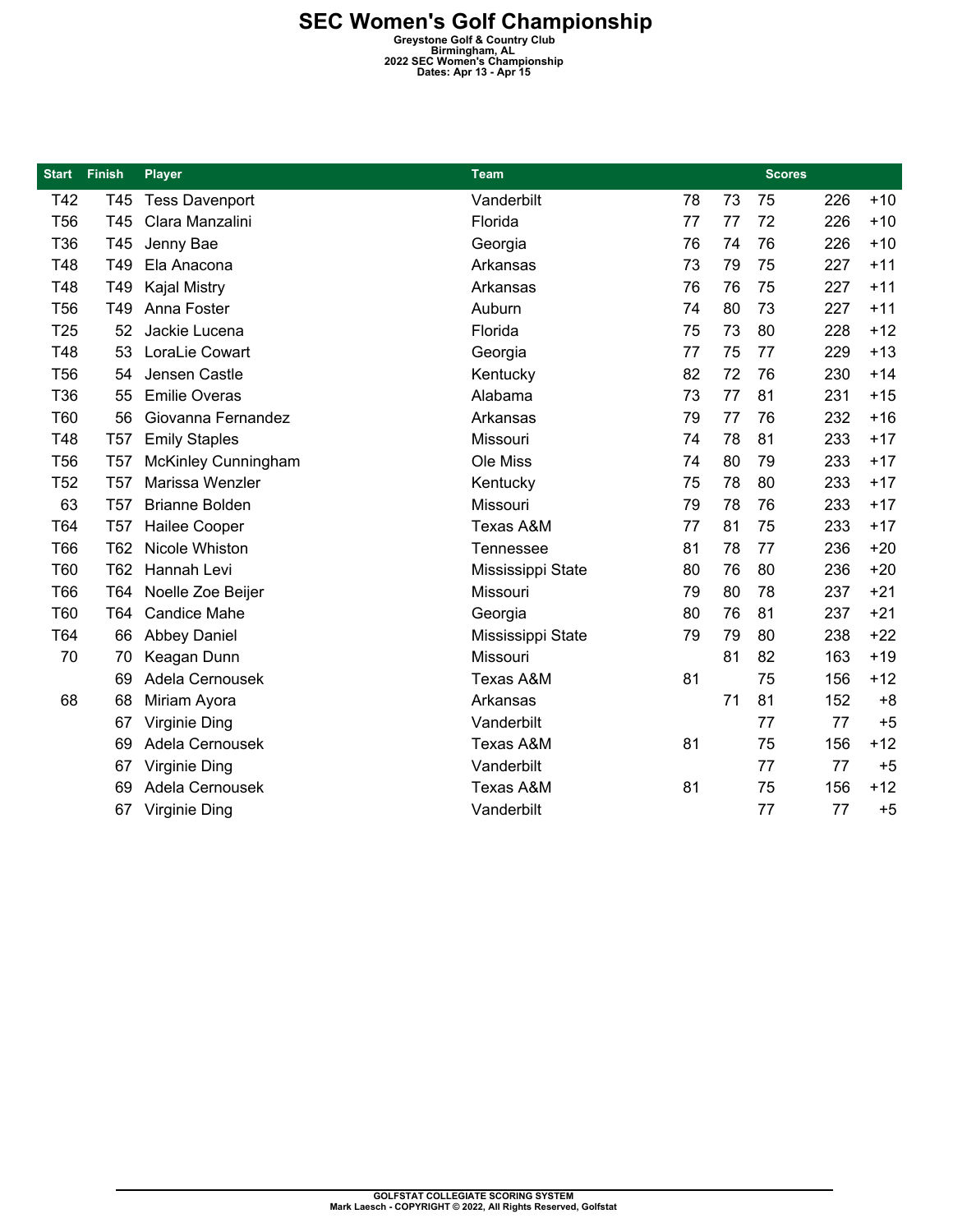| Start | Finish | Player | Team | Scores | | | | |
|---|---|---|---|---|---|---|---|---|
| T42 | T45 | Tess Davenport | Vanderbilt | 78 | 73 | 75 | 226 | +10 |
| T56 | T45 | Clara Manzalini | Florida | 77 | 77 | 72 | 226 | +10 |
| T36 | T45 | Jenny Bae | Georgia | 76 | 74 | 76 | 226 | +10 |
| T48 | T49 | Ela Anacona | Arkansas | 73 | 79 | 75 | 227 | +11 |
| T48 | T49 | Kajal Mistry | Arkansas | 76 | 76 | 75 | 227 | +11 |
| T56 | T49 | Anna Foster | Auburn | 74 | 80 | 73 | 227 | +11 |
| T25 | 52 | Jackie Lucena | Florida | 75 | 73 | 80 | 228 | +12 |
| T48 | 53 | LoraLie Cowart | Georgia | 77 | 75 | 77 | 229 | +13 |
| T56 | 54 | Jensen Castle | Kentucky | 82 | 72 | 76 | 230 | +14 |
| T36 | 55 | Emilie Overas | Alabama | 73 | 77 | 81 | 231 | +15 |
| T60 | 56 | Giovanna Fernandez | Arkansas | 79 | 77 | 76 | 232 | +16 |
| T48 | T57 | Emily Staples | Missouri | 74 | 78 | 81 | 233 | +17 |
| T56 | T57 | McKinley Cunningham | Ole Miss | 74 | 80 | 79 | 233 | +17 |
| T52 | T57 | Marissa Wenzler | Kentucky | 75 | 78 | 80 | 233 | +17 |
| 63 | T57 | Brianne Bolden | Missouri | 79 | 78 | 76 | 233 | +17 |
| T64 | T57 | Hailee Cooper | Texas A&M | 77 | 81 | 75 | 233 | +17 |
| T66 | T62 | Nicole Whiston | Tennessee | 81 | 78 | 77 | 236 | +20 |
| T60 | T62 | Hannah Levi | Mississippi State | 80 | 76 | 80 | 236 | +20 |
| T66 | T64 | Noelle Zoe Beijer | Missouri | 79 | 80 | 78 | 237 | +21 |
| T60 | T64 | Candice Mahe | Georgia | 80 | 76 | 81 | 237 | +21 |
| T64 | 66 | Abbey Daniel | Mississippi State | 79 | 79 | 80 | 238 | +22 |
| 70 | 70 | Keagan Dunn | Missouri | | 81 | 82 | 163 | +19 |
| | 69 | Adela Cernousek | Texas A&M | 81 | | 75 | 156 | +12 |
| 68 | 68 | Miriam Ayora | Arkansas | | 71 | 81 | 152 | +8 |
| | 67 | Virginie Ding | Vanderbilt | | | 77 | 77 | +5 |
| | 69 | Adela Cernousek | Texas A&M | 81 | | 75 | 156 | +12 |
| | 67 | Virginie Ding | Vanderbilt | | | 77 | 77 | +5 |
| | 69 | Adela Cernousek | Texas A&M | 81 | | 75 | 156 | +12 |
| | 67 | Virginie Ding | Vanderbilt | | | 77 | 77 | +5 |